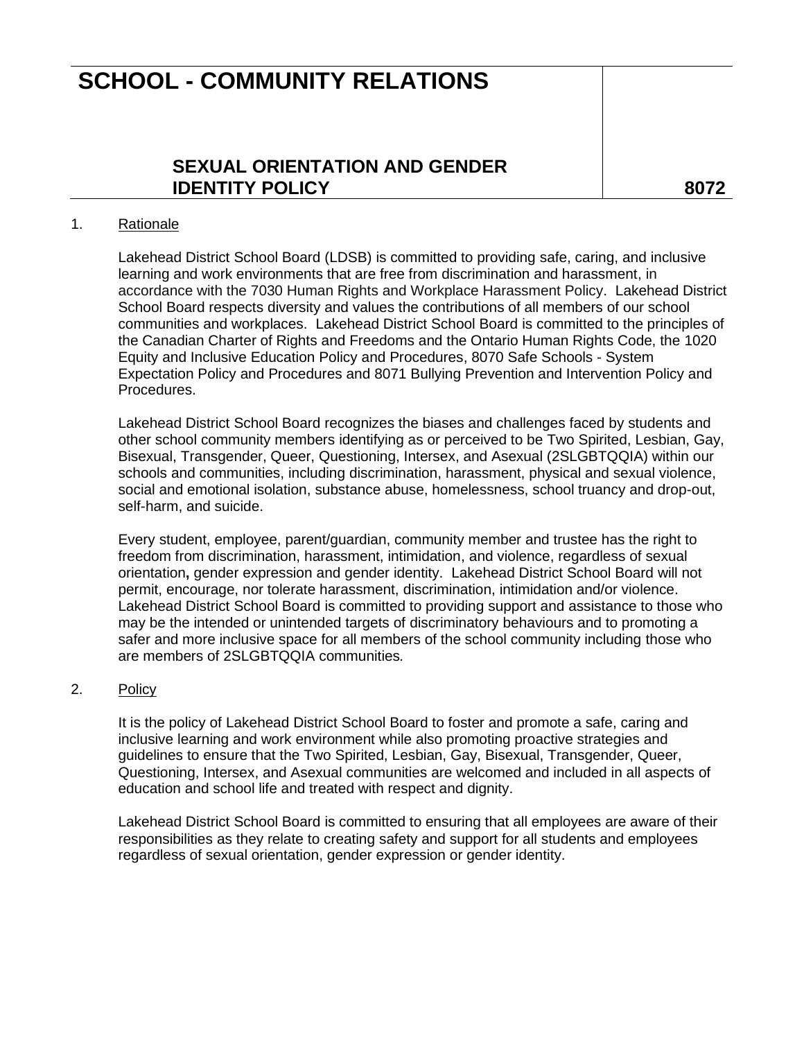# SCHOOL - COMMUNITY RELATIONS

## SEXUAL ORIENTATION AND GENDER IDENTITY POLICY — 8072

1. Rationale

   Lakehead District School Board (LDSB) is committed to providing safe, caring, and inclusive learning and work environments that are free from discrimination and harassment, in accordance with the 7030 Human Rights and Workplace Harassment Policy. Lakehead District School Board respects diversity and values the contributions of all members of our school communities and workplaces. Lakehead District School Board is committed to the principles of the Canadian Charter of Rights and Freedoms and the Ontario Human Rights Code, the 1020 Equity and Inclusive Education Policy and Procedures, 8070 Safe Schools - System Expectation Policy and Procedures and 8071 Bullying Prevention and Intervention Policy and Procedures.

   Lakehead District School Board recognizes the biases and challenges faced by students and other school community members identifying as or perceived to be Two Spirited, Lesbian, Gay, Bisexual, Transgender, Queer, Questioning, Intersex, and Asexual (2SLGBTQQIA) within our schools and communities, including discrimination, harassment, physical and sexual violence, social and emotional isolation, substance abuse, homelessness, school truancy and drop-out, self-harm, and suicide.

   Every student, employee, parent/guardian, community member and trustee has the right to freedom from discrimination, harassment, intimidation, and violence, regardless of sexual orientation**,** gender expression and gender identity. Lakehead District School Board will not permit, encourage, nor tolerate harassment, discrimination, intimidation and/or violence. Lakehead District School Board is committed to providing support and assistance to those who may be the intended or unintended targets of discriminatory behaviours and to promoting a safer and more inclusive space for all members of the school community including those who are members of 2SLGBTQQIA communities*.*

2. Policy

   It is the policy of Lakehead District School Board to foster and promote a safe, caring and inclusive learning and work environment while also promoting proactive strategies and guidelines to ensure that the Two Spirited, Lesbian, Gay, Bisexual, Transgender, Queer, Questioning, Intersex, and Asexual communities are welcomed and included in all aspects of education and school life and treated with respect and dignity.

   Lakehead District School Board is committed to ensuring that all employees are aware of their responsibilities as they relate to creating safety and support for all students and employees regardless of sexual orientation, gender expression or gender identity.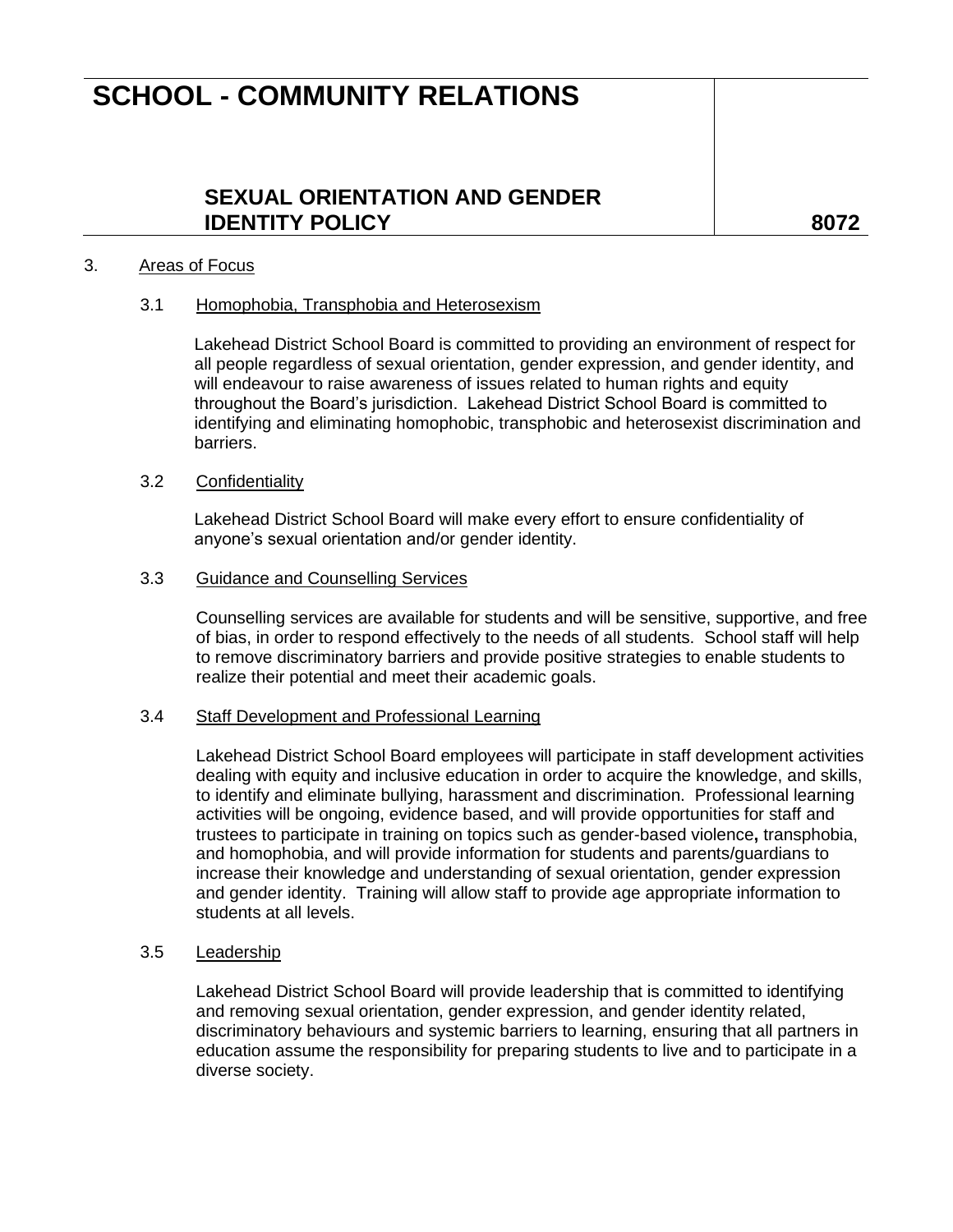3. Areas of Focus

3.1 Homophobia, Transphobia and Heterosexism

Lakehead District School Board is committed to providing an environment of respect for all people regardless of sexual orientation, gender expression, and gender identity, and will endeavour to raise awareness of issues related to human rights and equity throughout the Board's jurisdiction. Lakehead District School Board is committed to identifying and eliminating homophobic, transphobic and heterosexist discrimination and barriers.

3.2 Confidentiality

Lakehead District School Board will make every effort to ensure confidentiality of anyone's sexual orientation and/or gender identity.

3.3 Guidance and Counselling Services

Counselling services are available for students and will be sensitive, supportive, and free of bias, in order to respond effectively to the needs of all students. School staff will help to remove discriminatory barriers and provide positive strategies to enable students to realize their potential and meet their academic goals.

3.4 Staff Development and Professional Learning

Lakehead District School Board employees will participate in staff development activities dealing with equity and inclusive education in order to acquire the knowledge, and skills, to identify and eliminate bullying, harassment and discrimination. Professional learning activities will be ongoing, evidence based, and will provide opportunities for staff and trustees to participate in training on topics such as gender-based violence, transphobia, and homophobia, and will provide information for students and parents/guardians to increase their knowledge and understanding of sexual orientation, gender expression and gender identity. Training will allow staff to provide age appropriate information to students at all levels.

3.5 Leadership

Lakehead District School Board will provide leadership that is committed to identifying and removing sexual orientation, gender expression, and gender identity related, discriminatory behaviours and systemic barriers to learning, ensuring that all partners in education assume the responsibility for preparing students to live and to participate in a diverse society.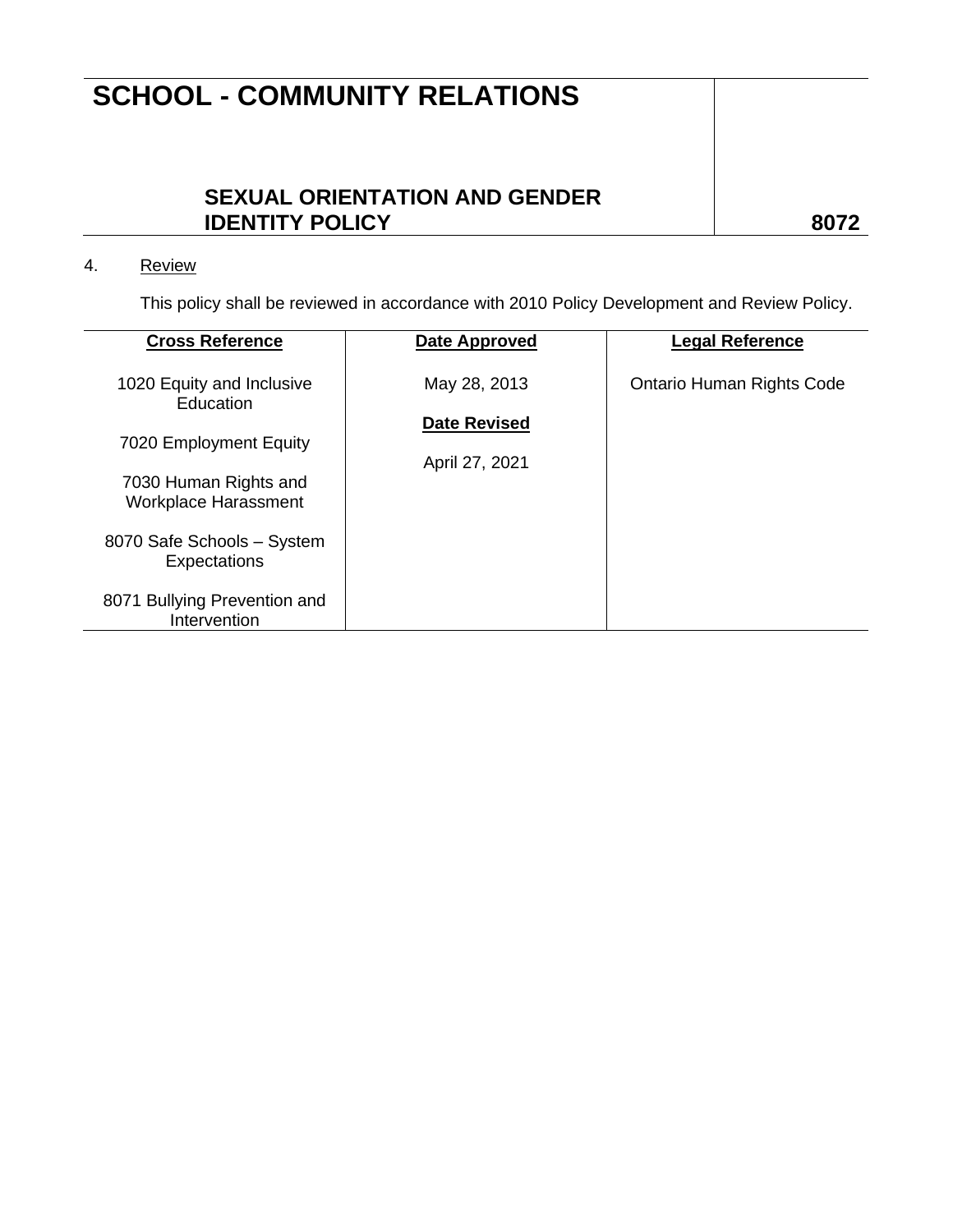4. Review

This policy shall be reviewed in accordance with 2010 Policy Development and Review Policy.

| **Cross Reference** | **Date Approved** | **Legal Reference** |
| --- | --- | --- |
| 1020 Equity and Inclusive Education | May 28, 2013 | Ontario Human Rights Code |
| 7020 Employment Equity | **Date Revised** | |
| 7030 Human Rights and Workplace Harassment | April 27, 2021 | |
| 8070 Safe Schools – System Expectations | | |
| 8071 Bullying Prevention and Intervention | | |